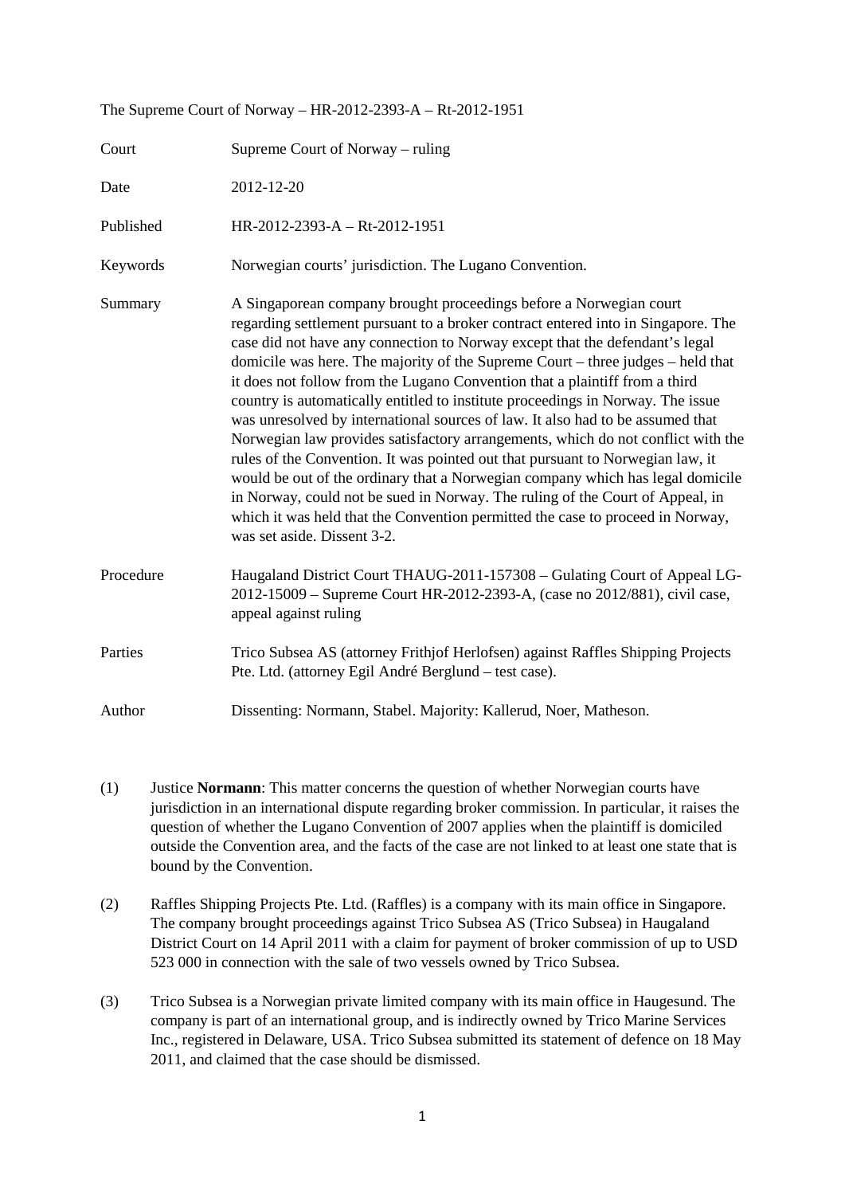The Supreme Court of Norway – HR-2012-2393-A – Rt-2012-1951

| | |
|---|---|
| Court | Supreme Court of Norway – ruling |
| Date | 2012-12-20 |
| Published | HR-2012-2393-A – Rt-2012-1951 |
| Keywords | Norwegian courts' jurisdiction. The Lugano Convention. |
| Summary | A Singaporean company brought proceedings before a Norwegian court regarding settlement pursuant to a broker contract entered into in Singapore. The case did not have any connection to Norway except that the defendant's legal domicile was here. The majority of the Supreme Court – three judges – held that it does not follow from the Lugano Convention that a plaintiff from a third country is automatically entitled to institute proceedings in Norway. The issue was unresolved by international sources of law. It also had to be assumed that Norwegian law provides satisfactory arrangements, which do not conflict with the rules of the Convention. It was pointed out that pursuant to Norwegian law, it would be out of the ordinary that a Norwegian company which has legal domicile in Norway, could not be sued in Norway. The ruling of the Court of Appeal, in which it was held that the Convention permitted the case to proceed in Norway, was set aside. Dissent 3-2. |
| Procedure | Haugaland District Court THAUG-2011-157308 – Gulating Court of Appeal LG-2012-15009 – Supreme Court HR-2012-2393-A, (case no 2012/881), civil case, appeal against ruling |
| Parties | Trico Subsea AS (attorney Frithjof Herlofsen) against Raffles Shipping Projects Pte. Ltd. (attorney Egil André Berglund – test case). |
| Author | Dissenting: Normann, Stabel. Majority: Kallerud, Noer, Matheson. |

(1) Justice **Normann**: This matter concerns the question of whether Norwegian courts have jurisdiction in an international dispute regarding broker commission. In particular, it raises the question of whether the Lugano Convention of 2007 applies when the plaintiff is domiciled outside the Convention area, and the facts of the case are not linked to at least one state that is bound by the Convention.

(2) Raffles Shipping Projects Pte. Ltd. (Raffles) is a company with its main office in Singapore. The company brought proceedings against Trico Subsea AS (Trico Subsea) in Haugaland District Court on 14 April 2011 with a claim for payment of broker commission of up to USD 523 000 in connection with the sale of two vessels owned by Trico Subsea.

(3) Trico Subsea is a Norwegian private limited company with its main office in Haugesund. The company is part of an international group, and is indirectly owned by Trico Marine Services Inc., registered in Delaware, USA. Trico Subsea submitted its statement of defence on 18 May 2011, and claimed that the case should be dismissed.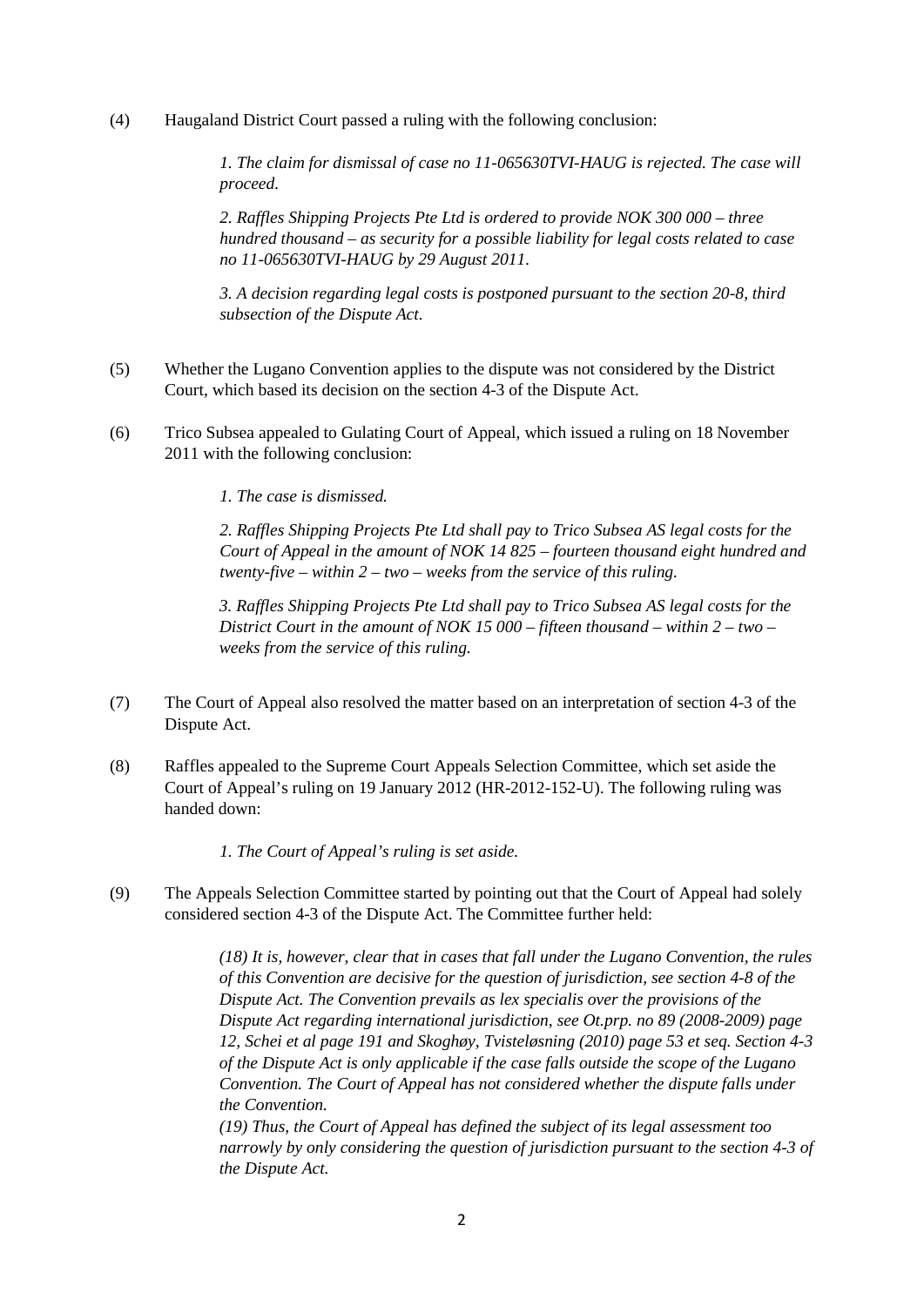(4) Haugaland District Court passed a ruling with the following conclusion:

> *1. The claim for dismissal of case no 11-065630TVI-HAUG is rejected. The case will proceed.*
>
> *2. Raffles Shipping Projects Pte Ltd is ordered to provide NOK 300 000 – three hundred thousand – as security for a possible liability for legal costs related to case no 11-065630TVI-HAUG by 29 August 2011.*
>
> *3. A decision regarding legal costs is postponed pursuant to the section 20-8, third subsection of the Dispute Act.*

(5) Whether the Lugano Convention applies to the dispute was not considered by the District Court, which based its decision on the section 4-3 of the Dispute Act.

(6) Trico Subsea appealed to Gulating Court of Appeal, which issued a ruling on 18 November 2011 with the following conclusion:

> *1. The case is dismissed.*
>
> *2. Raffles Shipping Projects Pte Ltd shall pay to Trico Subsea AS legal costs for the Court of Appeal in the amount of NOK 14 825 – fourteen thousand eight hundred and twenty-five – within 2 – two – weeks from the service of this ruling.*
>
> *3. Raffles Shipping Projects Pte Ltd shall pay to Trico Subsea AS legal costs for the District Court in the amount of NOK 15 000 – fifteen thousand – within 2 – two – weeks from the service of this ruling.*

(7) The Court of Appeal also resolved the matter based on an interpretation of section 4-3 of the Dispute Act.

(8) Raffles appealed to the Supreme Court Appeals Selection Committee, which set aside the Court of Appeal's ruling on 19 January 2012 (HR-2012-152-U). The following ruling was handed down:

> *1. The Court of Appeal's ruling is set aside.*

(9) The Appeals Selection Committee started by pointing out that the Court of Appeal had solely considered section 4-3 of the Dispute Act. The Committee further held:

> *(18) It is, however, clear that in cases that fall under the Lugano Convention, the rules of this Convention are decisive for the question of jurisdiction, see section 4-8 of the Dispute Act. The Convention prevails as lex specialis over the provisions of the Dispute Act regarding international jurisdiction, see Ot.prp. no 89 (2008-2009) page 12, Schei et al page 191 and Skoghøy, Tvisteløsning (2010) page 53 et seq. Section 4-3 of the Dispute Act is only applicable if the case falls outside the scope of the Lugano Convention. The Court of Appeal has not considered whether the dispute falls under the Convention.*
>
> *(19) Thus, the Court of Appeal has defined the subject of its legal assessment too narrowly by only considering the question of jurisdiction pursuant to the section 4-3 of the Dispute Act.*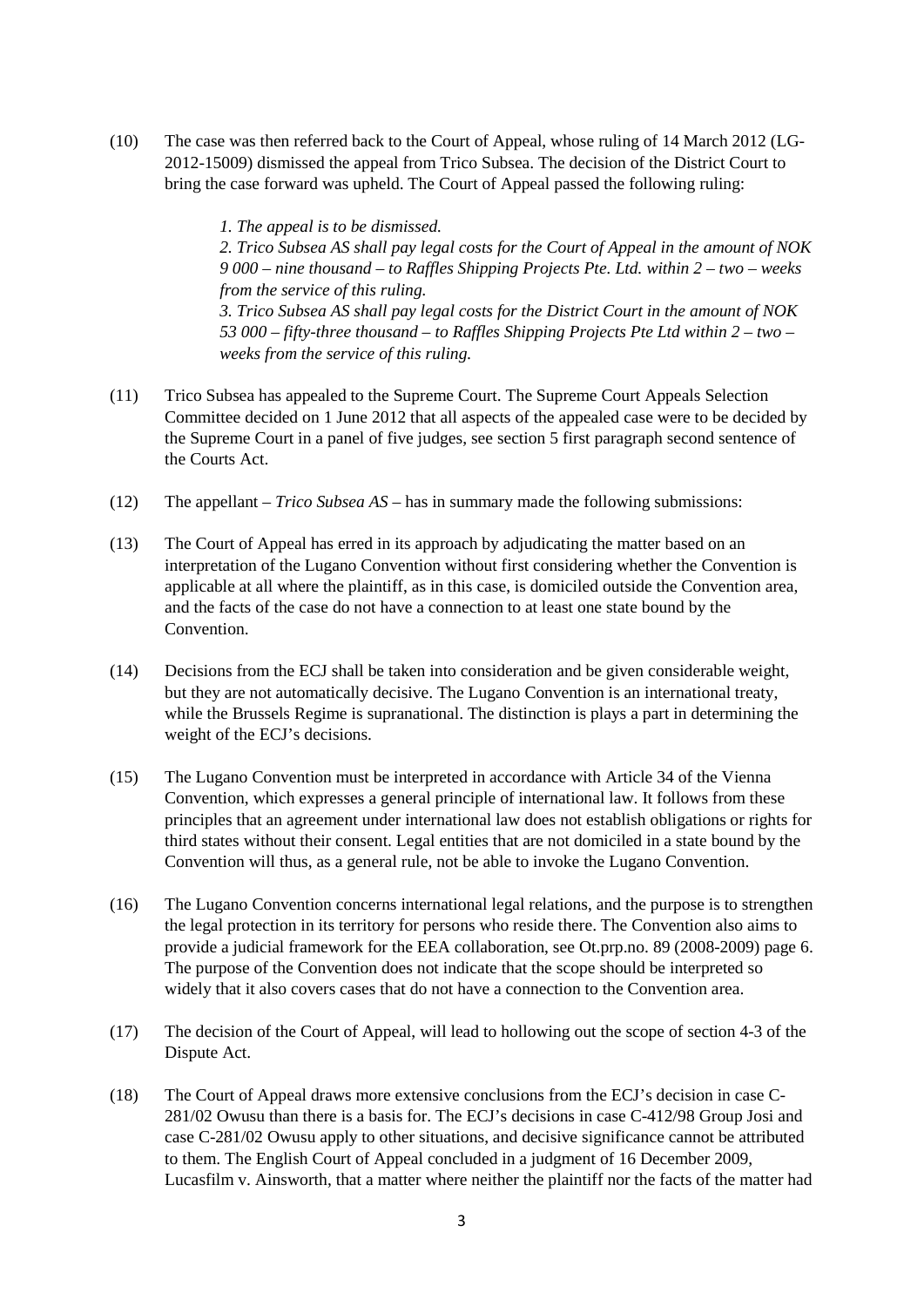(10) The case was then referred back to the Court of Appeal, whose ruling of 14 March 2012 (LG-2012-15009) dismissed the appeal from Trico Subsea. The decision of the District Court to bring the case forward was upheld. The Court of Appeal passed the following ruling:

> *1. The appeal is to be dismissed.*
> *2. Trico Subsea AS shall pay legal costs for the Court of Appeal in the amount of NOK 9 000 – nine thousand – to Raffles Shipping Projects Pte. Ltd. within 2 – two – weeks from the service of this ruling.*
> *3. Trico Subsea AS shall pay legal costs for the District Court in the amount of NOK 53 000 – fifty-three thousand – to Raffles Shipping Projects Pte Ltd within 2 – two – weeks from the service of this ruling.*

(11) Trico Subsea has appealed to the Supreme Court. The Supreme Court Appeals Selection Committee decided on 1 June 2012 that all aspects of the appealed case were to be decided by the Supreme Court in a panel of five judges, see section 5 first paragraph second sentence of the Courts Act.

(12) The appellant – *Trico Subsea AS* – has in summary made the following submissions:

(13) The Court of Appeal has erred in its approach by adjudicating the matter based on an interpretation of the Lugano Convention without first considering whether the Convention is applicable at all where the plaintiff, as in this case, is domiciled outside the Convention area, and the facts of the case do not have a connection to at least one state bound by the Convention.

(14) Decisions from the ECJ shall be taken into consideration and be given considerable weight, but they are not automatically decisive. The Lugano Convention is an international treaty, while the Brussels Regime is supranational. The distinction is plays a part in determining the weight of the ECJ's decisions.

(15) The Lugano Convention must be interpreted in accordance with Article 34 of the Vienna Convention, which expresses a general principle of international law. It follows from these principles that an agreement under international law does not establish obligations or rights for third states without their consent. Legal entities that are not domiciled in a state bound by the Convention will thus, as a general rule, not be able to invoke the Lugano Convention.

(16) The Lugano Convention concerns international legal relations, and the purpose is to strengthen the legal protection in its territory for persons who reside there. The Convention also aims to provide a judicial framework for the EEA collaboration, see Ot.prp.no. 89 (2008-2009) page 6. The purpose of the Convention does not indicate that the scope should be interpreted so widely that it also covers cases that do not have a connection to the Convention area.

(17) The decision of the Court of Appeal, will lead to hollowing out the scope of section 4-3 of the Dispute Act.

(18) The Court of Appeal draws more extensive conclusions from the ECJ's decision in case C-281/02 Owusu than there is a basis for. The ECJ's decisions in case C-412/98 Group Josi and case C-281/02 Owusu apply to other situations, and decisive significance cannot be attributed to them. The English Court of Appeal concluded in a judgment of 16 December 2009, Lucasfilm v. Ainsworth, that a matter where neither the plaintiff nor the facts of the matter had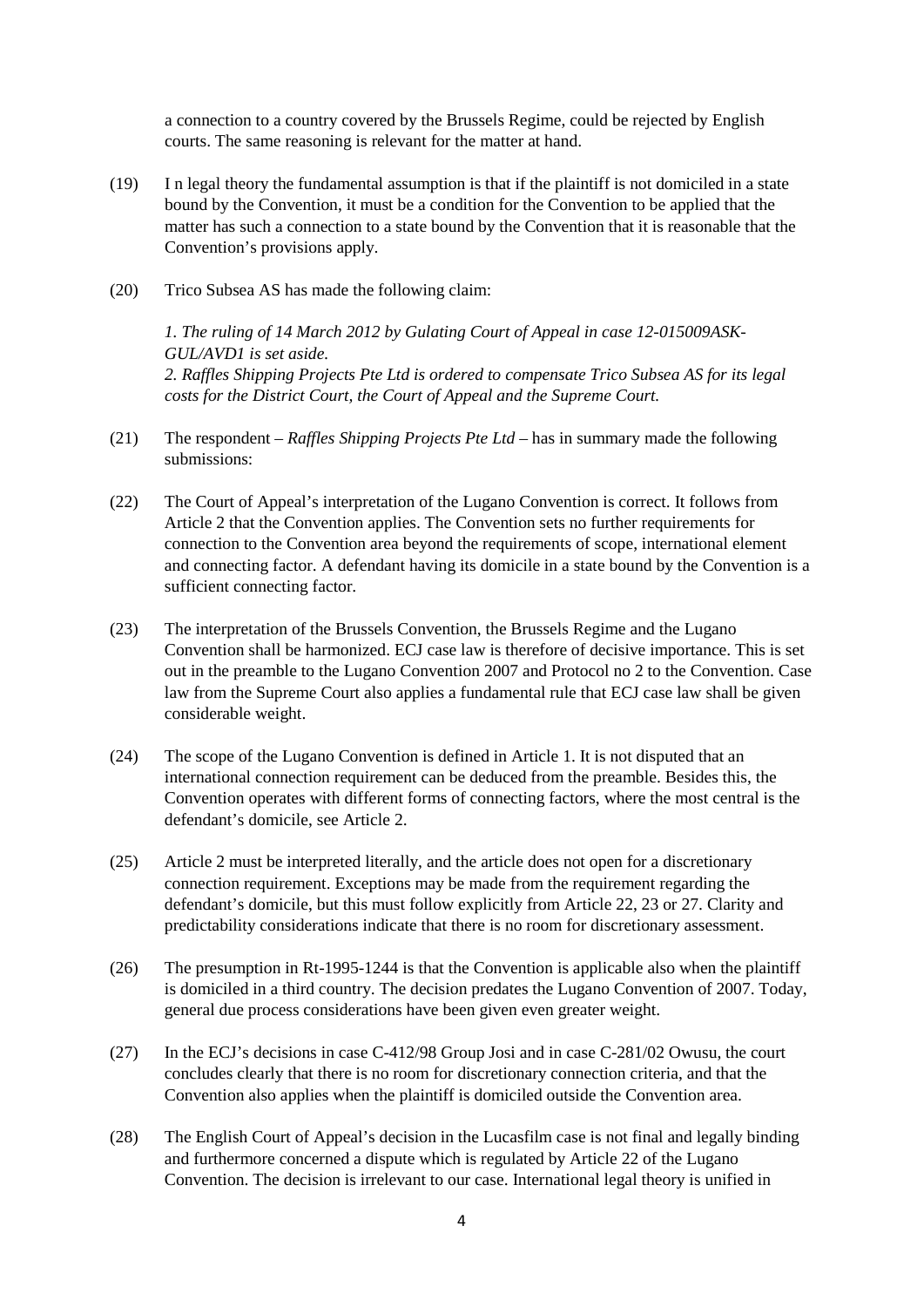a connection to a country covered by the Brussels Regime, could be rejected by English courts. The same reasoning is relevant for the matter at hand.

(19) I n legal theory the fundamental assumption is that if the plaintiff is not domiciled in a state bound by the Convention, it must be a condition for the Convention to be applied that the matter has such a connection to a state bound by the Convention that it is reasonable that the Convention's provisions apply.

(20) Trico Subsea AS has made the following claim:

*1. The ruling of 14 March 2012 by Gulating Court of Appeal in case 12-015009ASK-GUL/AVD1 is set aside.*
*2. Raffles Shipping Projects Pte Ltd is ordered to compensate Trico Subsea AS for its legal costs for the District Court, the Court of Appeal and the Supreme Court.*

(21) The respondent – *Raffles Shipping Projects Pte Ltd* – has in summary made the following submissions:

(22) The Court of Appeal's interpretation of the Lugano Convention is correct. It follows from Article 2 that the Convention applies. The Convention sets no further requirements for connection to the Convention area beyond the requirements of scope, international element and connecting factor. A defendant having its domicile in a state bound by the Convention is a sufficient connecting factor.

(23) The interpretation of the Brussels Convention, the Brussels Regime and the Lugano Convention shall be harmonized. ECJ case law is therefore of decisive importance. This is set out in the preamble to the Lugano Convention 2007 and Protocol no 2 to the Convention. Case law from the Supreme Court also applies a fundamental rule that ECJ case law shall be given considerable weight.

(24) The scope of the Lugano Convention is defined in Article 1. It is not disputed that an international connection requirement can be deduced from the preamble. Besides this, the Convention operates with different forms of connecting factors, where the most central is the defendant's domicile, see Article 2.

(25) Article 2 must be interpreted literally, and the article does not open for a discretionary connection requirement. Exceptions may be made from the requirement regarding the defendant's domicile, but this must follow explicitly from Article 22, 23 or 27. Clarity and predictability considerations indicate that there is no room for discretionary assessment.

(26) The presumption in Rt-1995-1244 is that the Convention is applicable also when the plaintiff is domiciled in a third country. The decision predates the Lugano Convention of 2007. Today, general due process considerations have been given even greater weight.

(27) In the ECJ's decisions in case C-412/98 Group Josi and in case C-281/02 Owusu, the court concludes clearly that there is no room for discretionary connection criteria, and that the Convention also applies when the plaintiff is domiciled outside the Convention area.

(28) The English Court of Appeal's decision in the Lucasfilm case is not final and legally binding and furthermore concerned a dispute which is regulated by Article 22 of the Lugano Convention. The decision is irrelevant to our case. International legal theory is unified in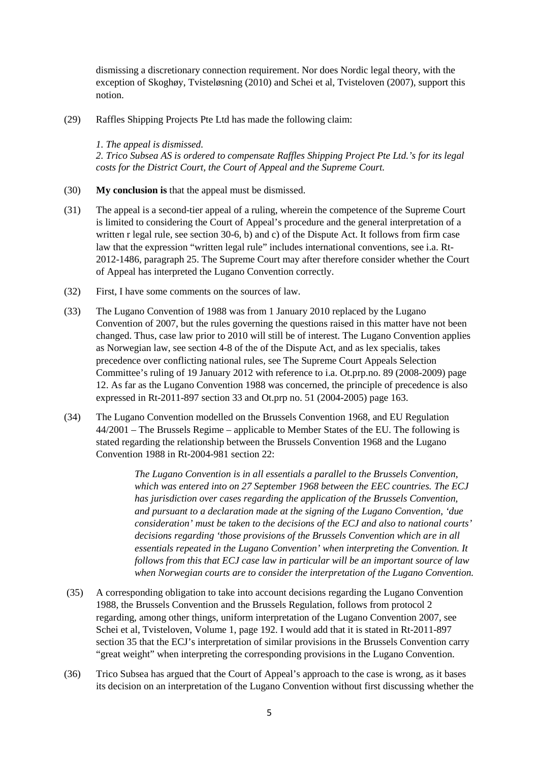dismissing a discretionary connection requirement. Nor does Nordic legal theory, with the exception of Skoghøy, Tvisteløsning (2010) and Schei et al, Tvisteloven (2007), support this notion.

(29) Raffles Shipping Projects Pte Ltd has made the following claim:

*1. The appeal is dismissed.*
*2. Trico Subsea AS is ordered to compensate Raffles Shipping Project Pte Ltd.'s for its legal costs for the District Court, the Court of Appeal and the Supreme Court.*

(30) **My conclusion is** that the appeal must be dismissed.

(31) The appeal is a second-tier appeal of a ruling, wherein the competence of the Supreme Court is limited to considering the Court of Appeal's procedure and the general interpretation of a written r legal rule, see section 30-6, b) and c) of the Dispute Act. It follows from firm case law that the expression "written legal rule" includes international conventions, see i.a. Rt-2012-1486, paragraph 25. The Supreme Court may after therefore consider whether the Court of Appeal has interpreted the Lugano Convention correctly.

(32) First, I have some comments on the sources of law.

(33) The Lugano Convention of 1988 was from 1 January 2010 replaced by the Lugano Convention of 2007, but the rules governing the questions raised in this matter have not been changed. Thus, case law prior to 2010 will still be of interest. The Lugano Convention applies as Norwegian law, see section 4-8 of the of the Dispute Act, and as lex specialis, takes precedence over conflicting national rules, see The Supreme Court Appeals Selection Committee's ruling of 19 January 2012 with reference to i.a. Ot.prp.no. 89 (2008-2009) page 12. As far as the Lugano Convention 1988 was concerned, the principle of precedence is also expressed in Rt-2011-897 section 33 and Ot.prp no. 51 (2004-2005) page 163.

(34) The Lugano Convention modelled on the Brussels Convention 1968, and EU Regulation 44/2001 – The Brussels Regime – applicable to Member States of the EU. The following is stated regarding the relationship between the Brussels Convention 1968 and the Lugano Convention 1988 in Rt-2004-981 section 22:

> *The Lugano Convention is in all essentials a parallel to the Brussels Convention, which was entered into on 27 September 1968 between the EEC countries. The ECJ has jurisdiction over cases regarding the application of the Brussels Convention, and pursuant to a declaration made at the signing of the Lugano Convention, 'due consideration' must be taken to the decisions of the ECJ and also to national courts' decisions regarding 'those provisions of the Brussels Convention which are in all essentials repeated in the Lugano Convention' when interpreting the Convention. It follows from this that ECJ case law in particular will be an important source of law when Norwegian courts are to consider the interpretation of the Lugano Convention.*

(35) A corresponding obligation to take into account decisions regarding the Lugano Convention 1988, the Brussels Convention and the Brussels Regulation, follows from protocol 2 regarding, among other things, uniform interpretation of the Lugano Convention 2007, see Schei et al, Tvisteloven, Volume 1, page 192. I would add that it is stated in Rt-2011-897 section 35 that the ECJ's interpretation of similar provisions in the Brussels Convention carry "great weight" when interpreting the corresponding provisions in the Lugano Convention.

(36) Trico Subsea has argued that the Court of Appeal's approach to the case is wrong, as it bases its decision on an interpretation of the Lugano Convention without first discussing whether the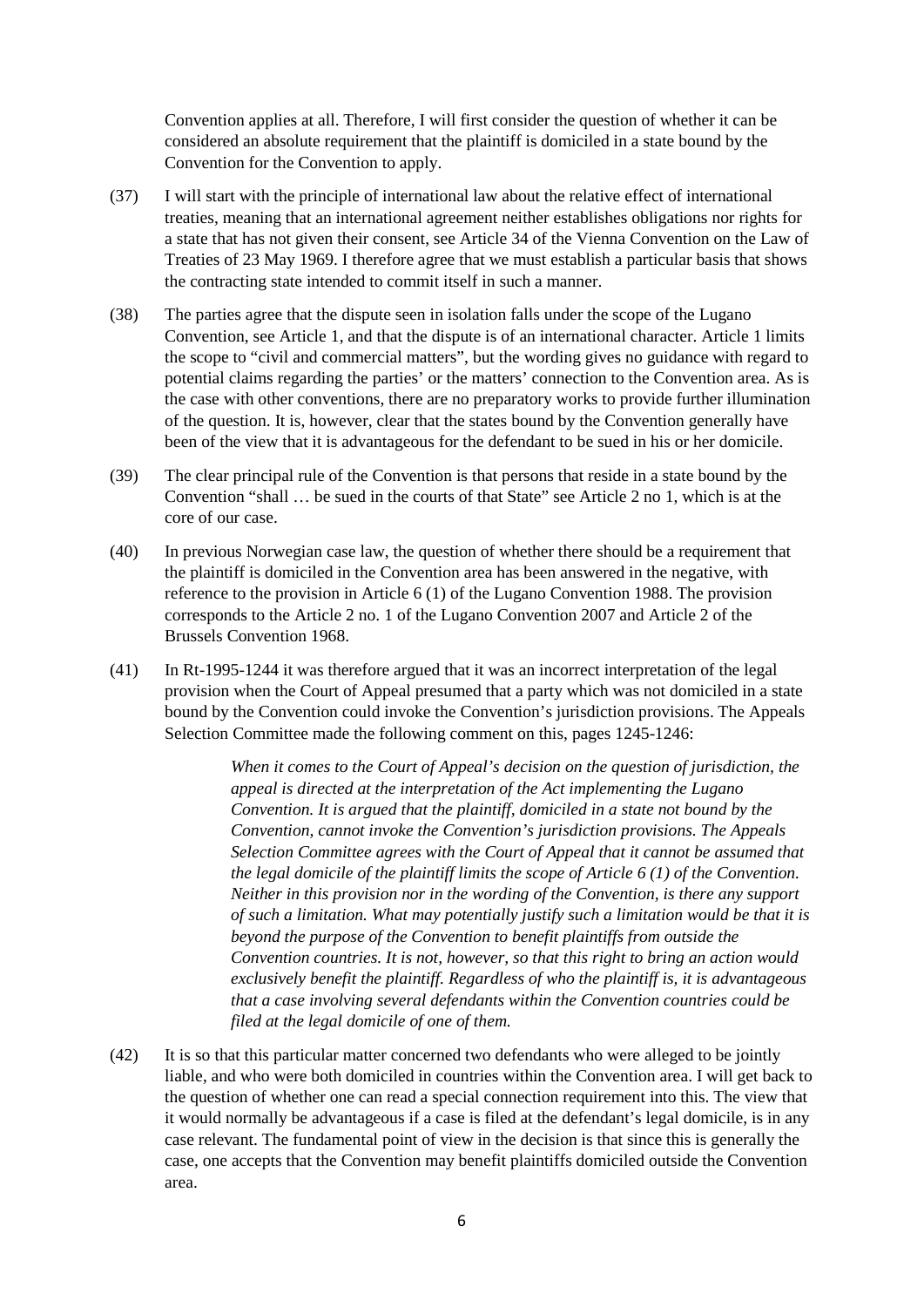Convention applies at all. Therefore, I will first consider the question of whether it can be considered an absolute requirement that the plaintiff is domiciled in a state bound by the Convention for the Convention to apply.

(37) I will start with the principle of international law about the relative effect of international treaties, meaning that an international agreement neither establishes obligations nor rights for a state that has not given their consent, see Article 34 of the Vienna Convention on the Law of Treaties of 23 May 1969. I therefore agree that we must establish a particular basis that shows the contracting state intended to commit itself in such a manner.

(38) The parties agree that the dispute seen in isolation falls under the scope of the Lugano Convention, see Article 1, and that the dispute is of an international character. Article 1 limits the scope to "civil and commercial matters", but the wording gives no guidance with regard to potential claims regarding the parties' or the matters' connection to the Convention area. As is the case with other conventions, there are no preparatory works to provide further illumination of the question. It is, however, clear that the states bound by the Convention generally have been of the view that it is advantageous for the defendant to be sued in his or her domicile.

(39) The clear principal rule of the Convention is that persons that reside in a state bound by the Convention "shall … be sued in the courts of that State" see Article 2 no 1, which is at the core of our case.

(40) In previous Norwegian case law, the question of whether there should be a requirement that the plaintiff is domiciled in the Convention area has been answered in the negative, with reference to the provision in Article 6 (1) of the Lugano Convention 1988. The provision corresponds to the Article 2 no. 1 of the Lugano Convention 2007 and Article 2 of the Brussels Convention 1968.

(41) In Rt-1995-1244 it was therefore argued that it was an incorrect interpretation of the legal provision when the Court of Appeal presumed that a party which was not domiciled in a state bound by the Convention could invoke the Convention's jurisdiction provisions. The Appeals Selection Committee made the following comment on this, pages 1245-1246:

> *When it comes to the Court of Appeal's decision on the question of jurisdiction, the appeal is directed at the interpretation of the Act implementing the Lugano Convention. It is argued that the plaintiff, domiciled in a state not bound by the Convention, cannot invoke the Convention's jurisdiction provisions. The Appeals Selection Committee agrees with the Court of Appeal that it cannot be assumed that the legal domicile of the plaintiff limits the scope of Article 6 (1) of the Convention. Neither in this provision nor in the wording of the Convention, is there any support of such a limitation. What may potentially justify such a limitation would be that it is beyond the purpose of the Convention to benefit plaintiffs from outside the Convention countries. It is not, however, so that this right to bring an action would exclusively benefit the plaintiff. Regardless of who the plaintiff is, it is advantageous that a case involving several defendants within the Convention countries could be filed at the legal domicile of one of them.*

(42) It is so that this particular matter concerned two defendants who were alleged to be jointly liable, and who were both domiciled in countries within the Convention area. I will get back to the question of whether one can read a special connection requirement into this. The view that it would normally be advantageous if a case is filed at the defendant's legal domicile, is in any case relevant. The fundamental point of view in the decision is that since this is generally the case, one accepts that the Convention may benefit plaintiffs domiciled outside the Convention area.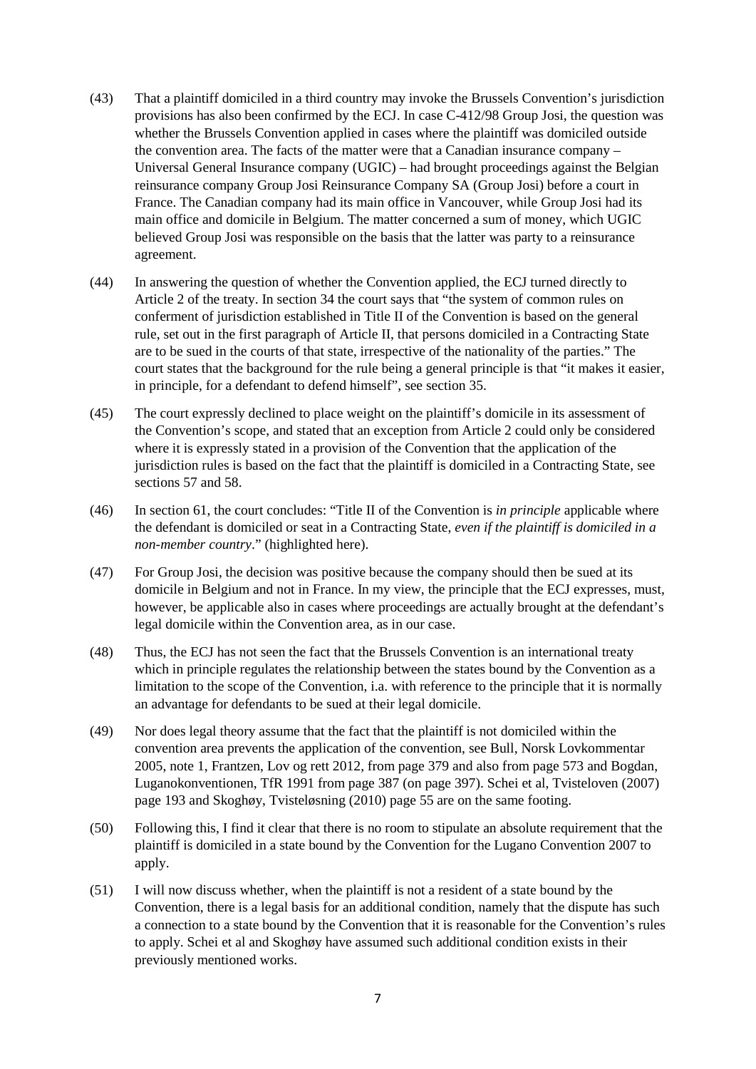(43) That a plaintiff domiciled in a third country may invoke the Brussels Convention's jurisdiction provisions has also been confirmed by the ECJ. In case C-412/98 Group Josi, the question was whether the Brussels Convention applied in cases where the plaintiff was domiciled outside the convention area. The facts of the matter were that a Canadian insurance company – Universal General Insurance company (UGIC) – had brought proceedings against the Belgian reinsurance company Group Josi Reinsurance Company SA (Group Josi) before a court in France. The Canadian company had its main office in Vancouver, while Group Josi had its main office and domicile in Belgium. The matter concerned a sum of money, which UGIC believed Group Josi was responsible on the basis that the latter was party to a reinsurance agreement.

(44) In answering the question of whether the Convention applied, the ECJ turned directly to Article 2 of the treaty. In section 34 the court says that "the system of common rules on conferment of jurisdiction established in Title II of the Convention is based on the general rule, set out in the first paragraph of Article II, that persons domiciled in a Contracting State are to be sued in the courts of that state, irrespective of the nationality of the parties." The court states that the background for the rule being a general principle is that "it makes it easier, in principle, for a defendant to defend himself", see section 35.

(45) The court expressly declined to place weight on the plaintiff's domicile in its assessment of the Convention's scope, and stated that an exception from Article 2 could only be considered where it is expressly stated in a provision of the Convention that the application of the jurisdiction rules is based on the fact that the plaintiff is domiciled in a Contracting State, see sections 57 and 58.

(46) In section 61, the court concludes: "Title II of the Convention is *in principle* applicable where the defendant is domiciled or seat in a Contracting State, *even if the plaintiff is domiciled in a non-member country*." (highlighted here).

(47) For Group Josi, the decision was positive because the company should then be sued at its domicile in Belgium and not in France. In my view, the principle that the ECJ expresses, must, however, be applicable also in cases where proceedings are actually brought at the defendant's legal domicile within the Convention area, as in our case.

(48) Thus, the ECJ has not seen the fact that the Brussels Convention is an international treaty which in principle regulates the relationship between the states bound by the Convention as a limitation to the scope of the Convention, i.a. with reference to the principle that it is normally an advantage for defendants to be sued at their legal domicile.

(49) Nor does legal theory assume that the fact that the plaintiff is not domiciled within the convention area prevents the application of the convention, see Bull, Norsk Lovkommentar 2005, note 1, Frantzen, Lov og rett 2012, from page 379 and also from page 573 and Bogdan, Luganokonventionen, TfR 1991 from page 387 (on page 397). Schei et al, Tvisteloven (2007) page 193 and Skoghøy, Tvisteløsning (2010) page 55 are on the same footing.

(50) Following this, I find it clear that there is no room to stipulate an absolute requirement that the plaintiff is domiciled in a state bound by the Convention for the Lugano Convention 2007 to apply.

(51) I will now discuss whether, when the plaintiff is not a resident of a state bound by the Convention, there is a legal basis for an additional condition, namely that the dispute has such a connection to a state bound by the Convention that it is reasonable for the Convention's rules to apply. Schei et al and Skoghøy have assumed such additional condition exists in their previously mentioned works.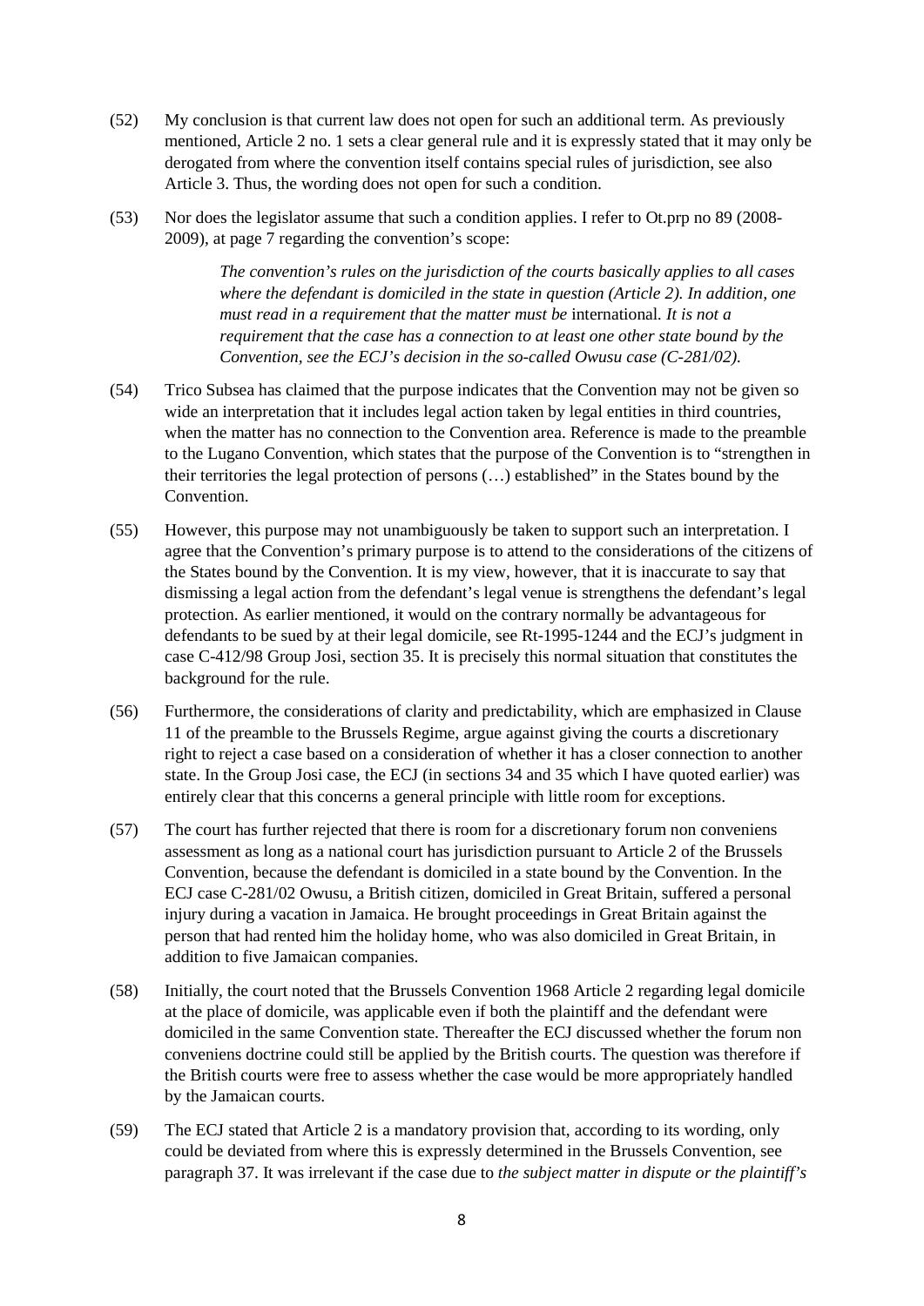(52) My conclusion is that current law does not open for such an additional term. As previously mentioned, Article 2 no. 1 sets a clear general rule and it is expressly stated that it may only be derogated from where the convention itself contains special rules of jurisdiction, see also Article 3. Thus, the wording does not open for such a condition.

(53) Nor does the legislator assume that such a condition applies. I refer to Ot.prp no 89 (2008-2009), at page 7 regarding the convention's scope:

> *The convention's rules on the jurisdiction of the courts basically applies to all cases where the defendant is domiciled in the state in question (Article 2). In addition, one must read in a requirement that the matter must be* international. *It is not a requirement that the case has a connection to at least one other state bound by the Convention, see the ECJ's decision in the so-called Owusu case (C-281/02).*

(54) Trico Subsea has claimed that the purpose indicates that the Convention may not be given so wide an interpretation that it includes legal action taken by legal entities in third countries, when the matter has no connection to the Convention area. Reference is made to the preamble to the Lugano Convention, which states that the purpose of the Convention is to "strengthen in their territories the legal protection of persons (…) established" in the States bound by the Convention.

(55) However, this purpose may not unambiguously be taken to support such an interpretation. I agree that the Convention's primary purpose is to attend to the considerations of the citizens of the States bound by the Convention. It is my view, however, that it is inaccurate to say that dismissing a legal action from the defendant's legal venue is strengthens the defendant's legal protection. As earlier mentioned, it would on the contrary normally be advantageous for defendants to be sued by at their legal domicile, see Rt-1995-1244 and the ECJ's judgment in case C-412/98 Group Josi, section 35. It is precisely this normal situation that constitutes the background for the rule.

(56) Furthermore, the considerations of clarity and predictability, which are emphasized in Clause 11 of the preamble to the Brussels Regime, argue against giving the courts a discretionary right to reject a case based on a consideration of whether it has a closer connection to another state. In the Group Josi case, the ECJ (in sections 34 and 35 which I have quoted earlier) was entirely clear that this concerns a general principle with little room for exceptions.

(57) The court has further rejected that there is room for a discretionary forum non conveniens assessment as long as a national court has jurisdiction pursuant to Article 2 of the Brussels Convention, because the defendant is domiciled in a state bound by the Convention. In the ECJ case C-281/02 Owusu, a British citizen, domiciled in Great Britain, suffered a personal injury during a vacation in Jamaica. He brought proceedings in Great Britain against the person that had rented him the holiday home, who was also domiciled in Great Britain, in addition to five Jamaican companies.

(58) Initially, the court noted that the Brussels Convention 1968 Article 2 regarding legal domicile at the place of domicile, was applicable even if both the plaintiff and the defendant were domiciled in the same Convention state. Thereafter the ECJ discussed whether the forum non conveniens doctrine could still be applied by the British courts. The question was therefore if the British courts were free to assess whether the case would be more appropriately handled by the Jamaican courts.

(59) The ECJ stated that Article 2 is a mandatory provision that, according to its wording, only could be deviated from where this is expressly determined in the Brussels Convention, see paragraph 37. It was irrelevant if the case due to *the subject matter in dispute or the plaintiff's*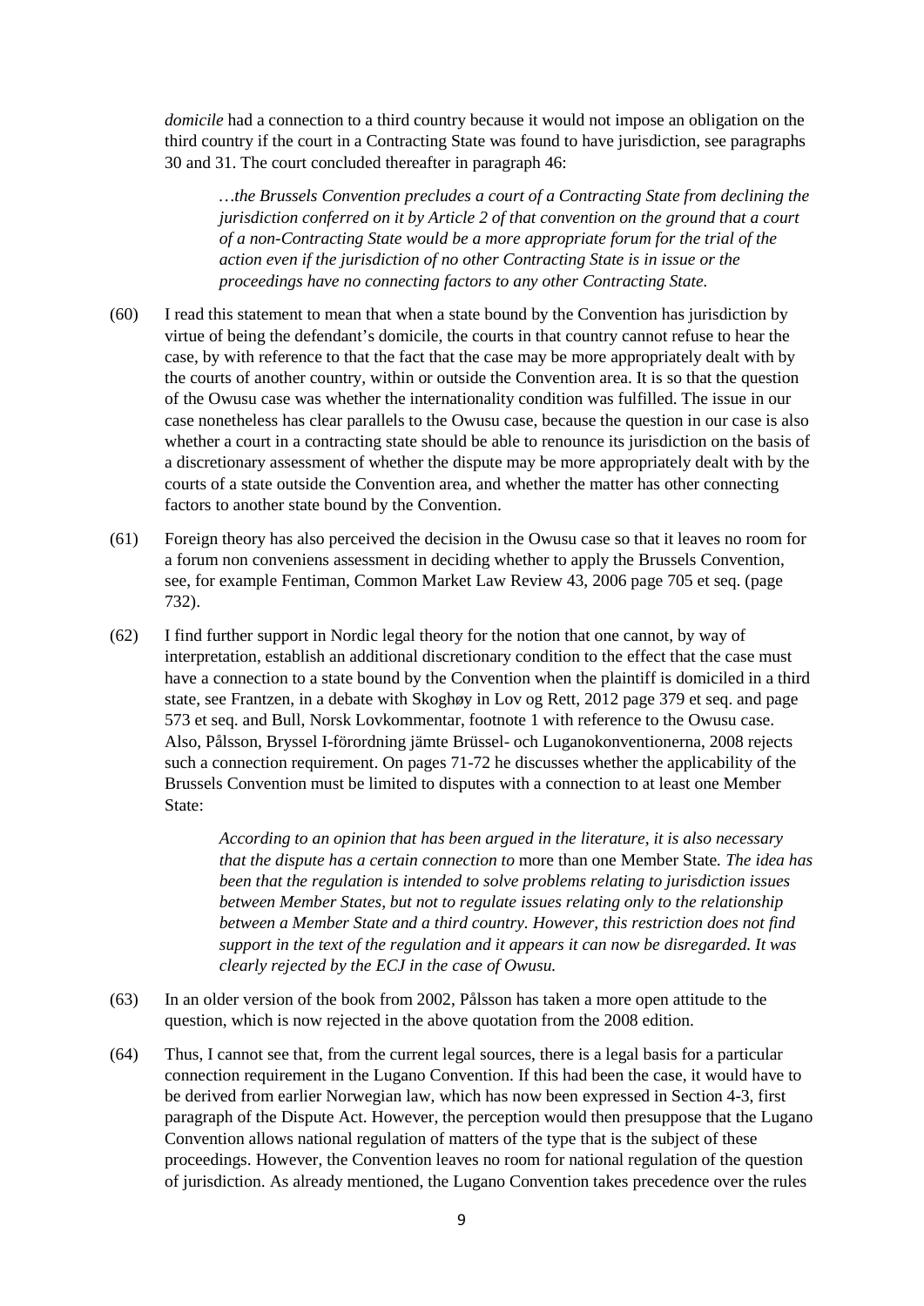*domicile* had a connection to a third country because it would not impose an obligation on the third country if the court in a Contracting State was found to have jurisdiction, see paragraphs 30 and 31. The court concluded thereafter in paragraph 46:

> *…the Brussels Convention precludes a court of a Contracting State from declining the jurisdiction conferred on it by Article 2 of that convention on the ground that a court of a non-Contracting State would be a more appropriate forum for the trial of the action even if the jurisdiction of no other Contracting State is in issue or the proceedings have no connecting factors to any other Contracting State.*

(60) I read this statement to mean that when a state bound by the Convention has jurisdiction by virtue of being the defendant's domicile, the courts in that country cannot refuse to hear the case, by with reference to that the fact that the case may be more appropriately dealt with by the courts of another country, within or outside the Convention area. It is so that the question of the Owusu case was whether the internationality condition was fulfilled. The issue in our case nonetheless has clear parallels to the Owusu case, because the question in our case is also whether a court in a contracting state should be able to renounce its jurisdiction on the basis of a discretionary assessment of whether the dispute may be more appropriately dealt with by the courts of a state outside the Convention area, and whether the matter has other connecting factors to another state bound by the Convention.

(61) Foreign theory has also perceived the decision in the Owusu case so that it leaves no room for a forum non conveniens assessment in deciding whether to apply the Brussels Convention, see, for example Fentiman, Common Market Law Review 43, 2006 page 705 et seq. (page 732).

(62) I find further support in Nordic legal theory for the notion that one cannot, by way of interpretation, establish an additional discretionary condition to the effect that the case must have a connection to a state bound by the Convention when the plaintiff is domiciled in a third state, see Frantzen, in a debate with Skoghøy in Lov og Rett, 2012 page 379 et seq. and page 573 et seq. and Bull, Norsk Lovkommentar, footnote 1 with reference to the Owusu case. Also, Pålsson, Bryssel I-förordning jämte Brüssel- och Luganokonventionerna, 2008 rejects such a connection requirement. On pages 71-72 he discusses whether the applicability of the Brussels Convention must be limited to disputes with a connection to at least one Member State:

> *According to an opinion that has been argued in the literature, it is also necessary that the dispute has a certain connection to* more than one Member State*. The idea has been that the regulation is intended to solve problems relating to jurisdiction issues between Member States, but not to regulate issues relating only to the relationship between a Member State and a third country. However, this restriction does not find support in the text of the regulation and it appears it can now be disregarded. It was clearly rejected by the ECJ in the case of Owusu.*

(63) In an older version of the book from 2002, Pålsson has taken a more open attitude to the question, which is now rejected in the above quotation from the 2008 edition.

(64) Thus, I cannot see that, from the current legal sources, there is a legal basis for a particular connection requirement in the Lugano Convention. If this had been the case, it would have to be derived from earlier Norwegian law, which has now been expressed in Section 4-3, first paragraph of the Dispute Act. However, the perception would then presuppose that the Lugano Convention allows national regulation of matters of the type that is the subject of these proceedings. However, the Convention leaves no room for national regulation of the question of jurisdiction. As already mentioned, the Lugano Convention takes precedence over the rules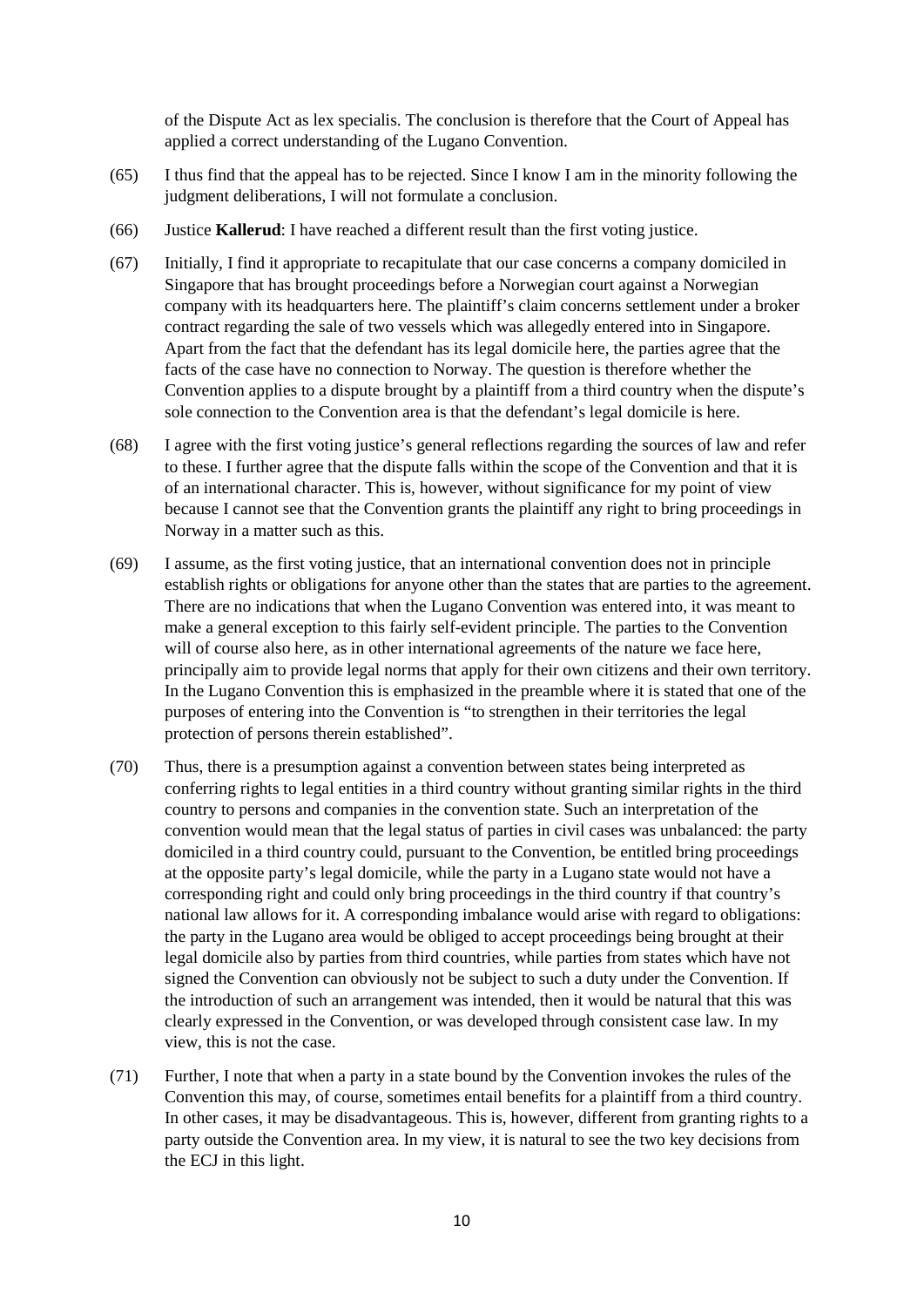of the Dispute Act as lex specialis. The conclusion is therefore that the Court of Appeal has applied a correct understanding of the Lugano Convention.

(65) I thus find that the appeal has to be rejected. Since I know I am in the minority following the judgment deliberations, I will not formulate a conclusion.

(66) Justice **Kallerud**: I have reached a different result than the first voting justice.

(67) Initially, I find it appropriate to recapitulate that our case concerns a company domiciled in Singapore that has brought proceedings before a Norwegian court against a Norwegian company with its headquarters here. The plaintiff's claim concerns settlement under a broker contract regarding the sale of two vessels which was allegedly entered into in Singapore. Apart from the fact that the defendant has its legal domicile here, the parties agree that the facts of the case have no connection to Norway. The question is therefore whether the Convention applies to a dispute brought by a plaintiff from a third country when the dispute's sole connection to the Convention area is that the defendant's legal domicile is here.

(68) I agree with the first voting justice's general reflections regarding the sources of law and refer to these. I further agree that the dispute falls within the scope of the Convention and that it is of an international character. This is, however, without significance for my point of view because I cannot see that the Convention grants the plaintiff any right to bring proceedings in Norway in a matter such as this.

(69) I assume, as the first voting justice, that an international convention does not in principle establish rights or obligations for anyone other than the states that are parties to the agreement. There are no indications that when the Lugano Convention was entered into, it was meant to make a general exception to this fairly self-evident principle. The parties to the Convention will of course also here, as in other international agreements of the nature we face here, principally aim to provide legal norms that apply for their own citizens and their own territory. In the Lugano Convention this is emphasized in the preamble where it is stated that one of the purposes of entering into the Convention is "to strengthen in their territories the legal protection of persons therein established".

(70) Thus, there is a presumption against a convention between states being interpreted as conferring rights to legal entities in a third country without granting similar rights in the third country to persons and companies in the convention state. Such an interpretation of the convention would mean that the legal status of parties in civil cases was unbalanced: the party domiciled in a third country could, pursuant to the Convention, be entitled bring proceedings at the opposite party's legal domicile, while the party in a Lugano state would not have a corresponding right and could only bring proceedings in the third country if that country's national law allows for it. A corresponding imbalance would arise with regard to obligations: the party in the Lugano area would be obliged to accept proceedings being brought at their legal domicile also by parties from third countries, while parties from states which have not signed the Convention can obviously not be subject to such a duty under the Convention. If the introduction of such an arrangement was intended, then it would be natural that this was clearly expressed in the Convention, or was developed through consistent case law. In my view, this is not the case.

(71) Further, I note that when a party in a state bound by the Convention invokes the rules of the Convention this may, of course, sometimes entail benefits for a plaintiff from a third country. In other cases, it may be disadvantageous. This is, however, different from granting rights to a party outside the Convention area. In my view, it is natural to see the two key decisions from the ECJ in this light.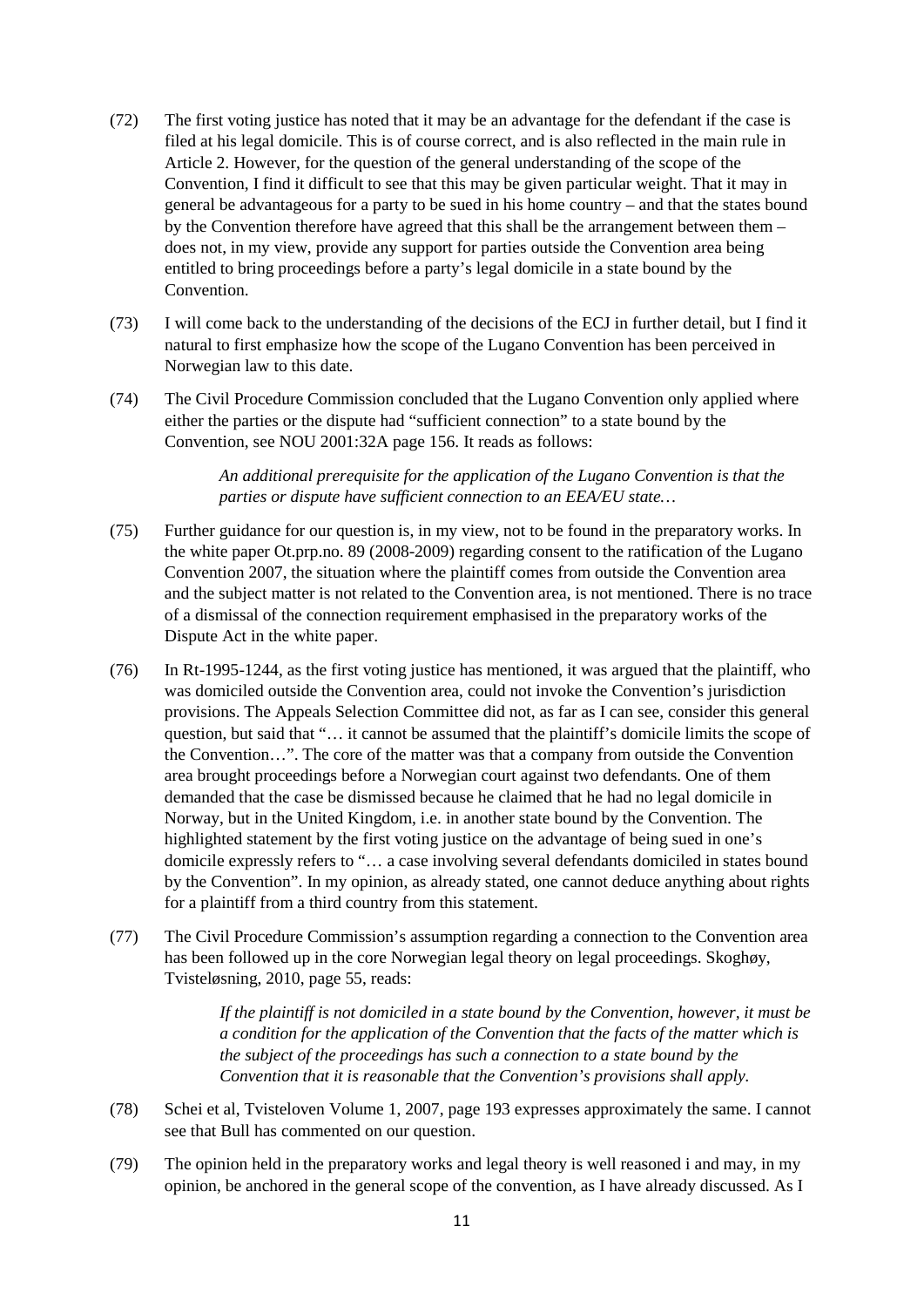(72) The first voting justice has noted that it may be an advantage for the defendant if the case is filed at his legal domicile. This is of course correct, and is also reflected in the main rule in Article 2. However, for the question of the general understanding of the scope of the Convention, I find it difficult to see that this may be given particular weight. That it may in general be advantageous for a party to be sued in his home country – and that the states bound by the Convention therefore have agreed that this shall be the arrangement between them – does not, in my view, provide any support for parties outside the Convention area being entitled to bring proceedings before a party's legal domicile in a state bound by the Convention.

(73) I will come back to the understanding of the decisions of the ECJ in further detail, but I find it natural to first emphasize how the scope of the Lugano Convention has been perceived in Norwegian law to this date.

(74) The Civil Procedure Commission concluded that the Lugano Convention only applied where either the parties or the dispute had "sufficient connection" to a state bound by the Convention, see NOU 2001:32A page 156. It reads as follows:

> *An additional prerequisite for the application of the Lugano Convention is that the parties or dispute have sufficient connection to an EEA/EU state…*

(75) Further guidance for our question is, in my view, not to be found in the preparatory works. In the white paper Ot.prp.no. 89 (2008-2009) regarding consent to the ratification of the Lugano Convention 2007, the situation where the plaintiff comes from outside the Convention area and the subject matter is not related to the Convention area, is not mentioned. There is no trace of a dismissal of the connection requirement emphasised in the preparatory works of the Dispute Act in the white paper.

(76) In Rt-1995-1244, as the first voting justice has mentioned, it was argued that the plaintiff, who was domiciled outside the Convention area, could not invoke the Convention's jurisdiction provisions. The Appeals Selection Committee did not, as far as I can see, consider this general question, but said that "… it cannot be assumed that the plaintiff's domicile limits the scope of the Convention…". The core of the matter was that a company from outside the Convention area brought proceedings before a Norwegian court against two defendants. One of them demanded that the case be dismissed because he claimed that he had no legal domicile in Norway, but in the United Kingdom, i.e. in another state bound by the Convention. The highlighted statement by the first voting justice on the advantage of being sued in one's domicile expressly refers to "… a case involving several defendants domiciled in states bound by the Convention". In my opinion, as already stated, one cannot deduce anything about rights for a plaintiff from a third country from this statement.

(77) The Civil Procedure Commission's assumption regarding a connection to the Convention area has been followed up in the core Norwegian legal theory on legal proceedings. Skoghøy, Tvisteløsning, 2010, page 55, reads:

> *If the plaintiff is not domiciled in a state bound by the Convention, however, it must be a condition for the application of the Convention that the facts of the matter which is the subject of the proceedings has such a connection to a state bound by the Convention that it is reasonable that the Convention's provisions shall apply.*

(78) Schei et al, Tvisteloven Volume 1, 2007, page 193 expresses approximately the same. I cannot see that Bull has commented on our question.

(79) The opinion held in the preparatory works and legal theory is well reasoned i and may, in my opinion, be anchored in the general scope of the convention, as I have already discussed. As I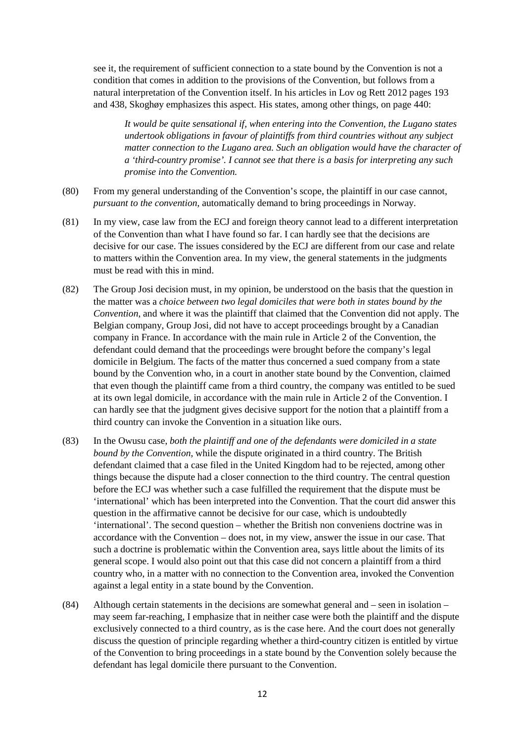see it, the requirement of sufficient connection to a state bound by the Convention is not a condition that comes in addition to the provisions of the Convention, but follows from a natural interpretation of the Convention itself. In his articles in Lov og Rett 2012 pages 193 and 438, Skoghøy emphasizes this aspect. His states, among other things, on page 440:

> *It would be quite sensational if, when entering into the Convention, the Lugano states undertook obligations in favour of plaintiffs from third countries without any subject matter connection to the Lugano area. Such an obligation would have the character of a 'third-country promise'. I cannot see that there is a basis for interpreting any such promise into the Convention.*

(80) From my general understanding of the Convention's scope, the plaintiff in our case cannot, *pursuant to the convention*, automatically demand to bring proceedings in Norway.

(81) In my view, case law from the ECJ and foreign theory cannot lead to a different interpretation of the Convention than what I have found so far. I can hardly see that the decisions are decisive for our case. The issues considered by the ECJ are different from our case and relate to matters within the Convention area. In my view, the general statements in the judgments must be read with this in mind.

(82) The Group Josi decision must, in my opinion, be understood on the basis that the question in the matter was a *choice between two legal domiciles that were both in states bound by the Convention*, and where it was the plaintiff that claimed that the Convention did not apply. The Belgian company, Group Josi, did not have to accept proceedings brought by a Canadian company in France. In accordance with the main rule in Article 2 of the Convention, the defendant could demand that the proceedings were brought before the company's legal domicile in Belgium. The facts of the matter thus concerned a sued company from a state bound by the Convention who, in a court in another state bound by the Convention, claimed that even though the plaintiff came from a third country, the company was entitled to be sued at its own legal domicile, in accordance with the main rule in Article 2 of the Convention. I can hardly see that the judgment gives decisive support for the notion that a plaintiff from a third country can invoke the Convention in a situation like ours.

(83) In the Owusu case, *both the plaintiff and one of the defendants were domiciled in a state bound by the Convention*, while the dispute originated in a third country. The British defendant claimed that a case filed in the United Kingdom had to be rejected, among other things because the dispute had a closer connection to the third country. The central question before the ECJ was whether such a case fulfilled the requirement that the dispute must be 'international' which has been interpreted into the Convention. That the court did answer this question in the affirmative cannot be decisive for our case, which is undoubtedly 'international'. The second question – whether the British non conveniens doctrine was in accordance with the Convention – does not, in my view, answer the issue in our case. That such a doctrine is problematic within the Convention area, says little about the limits of its general scope. I would also point out that this case did not concern a plaintiff from a third country who, in a matter with no connection to the Convention area, invoked the Convention against a legal entity in a state bound by the Convention.

(84) Although certain statements in the decisions are somewhat general and – seen in isolation – may seem far-reaching, I emphasize that in neither case were both the plaintiff and the dispute exclusively connected to a third country, as is the case here. And the court does not generally discuss the question of principle regarding whether a third-country citizen is entitled by virtue of the Convention to bring proceedings in a state bound by the Convention solely because the defendant has legal domicile there pursuant to the Convention.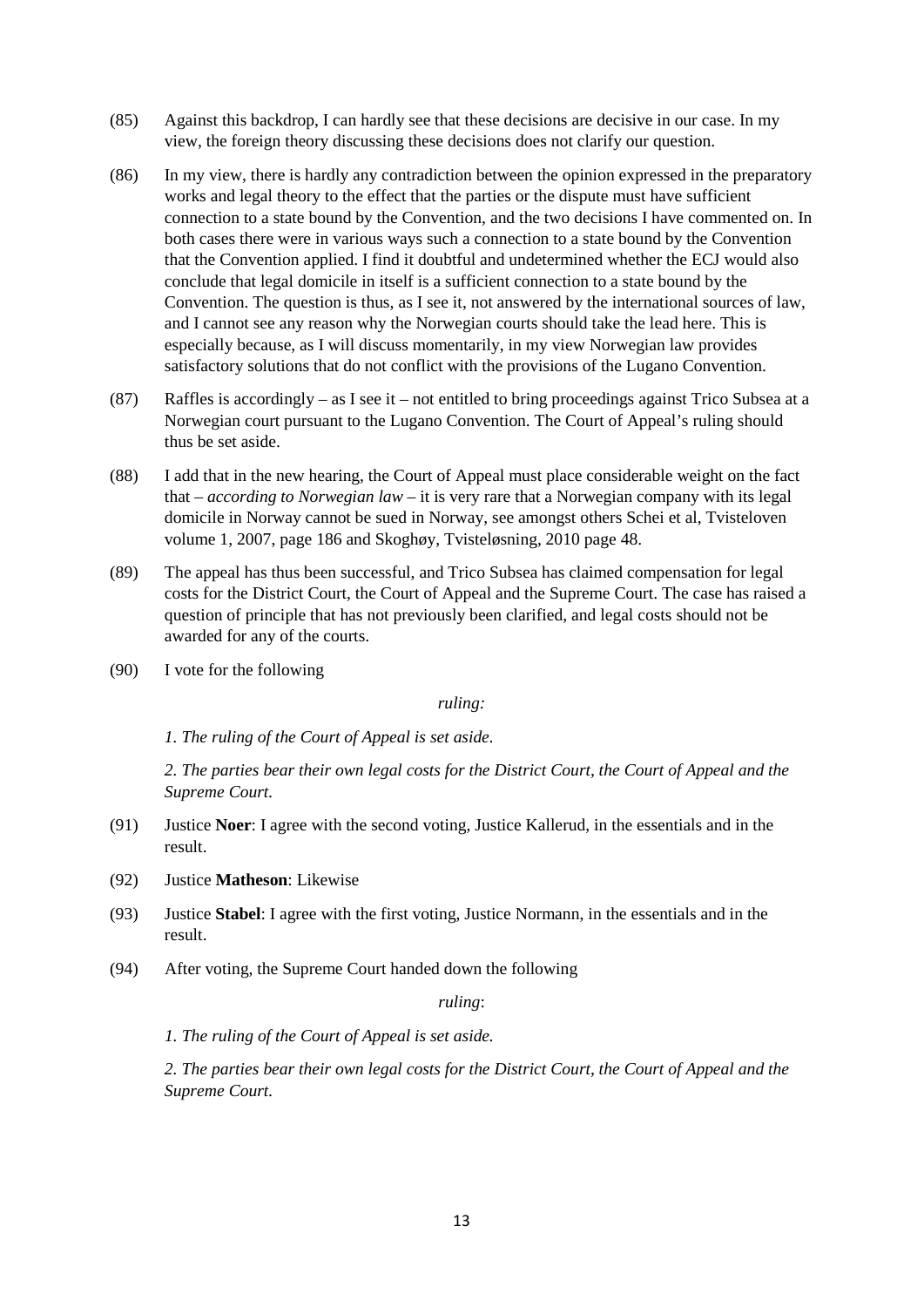(85) Against this backdrop, I can hardly see that these decisions are decisive in our case. In my view, the foreign theory discussing these decisions does not clarify our question.

(86) In my view, there is hardly any contradiction between the opinion expressed in the preparatory works and legal theory to the effect that the parties or the dispute must have sufficient connection to a state bound by the Convention, and the two decisions I have commented on. In both cases there were in various ways such a connection to a state bound by the Convention that the Convention applied. I find it doubtful and undetermined whether the ECJ would also conclude that legal domicile in itself is a sufficient connection to a state bound by the Convention. The question is thus, as I see it, not answered by the international sources of law, and I cannot see any reason why the Norwegian courts should take the lead here. This is especially because, as I will discuss momentarily, in my view Norwegian law provides satisfactory solutions that do not conflict with the provisions of the Lugano Convention.

(87) Raffles is accordingly – as I see it – not entitled to bring proceedings against Trico Subsea at a Norwegian court pursuant to the Lugano Convention. The Court of Appeal's ruling should thus be set aside.

(88) I add that in the new hearing, the Court of Appeal must place considerable weight on the fact that – *according to Norwegian law* – it is very rare that a Norwegian company with its legal domicile in Norway cannot be sued in Norway, see amongst others Schei et al, Tvisteloven volume 1, 2007, page 186 and Skoghøy, Tvisteløsning, 2010 page 48.

(89) The appeal has thus been successful, and Trico Subsea has claimed compensation for legal costs for the District Court, the Court of Appeal and the Supreme Court. The case has raised a question of principle that has not previously been clarified, and legal costs should not be awarded for any of the courts.

(90) I vote for the following

*ruling:*

*1. The ruling of the Court of Appeal is set aside.*

*2. The parties bear their own legal costs for the District Court, the Court of Appeal and the Supreme Court.*

(91) Justice **Noer**: I agree with the second voting, Justice Kallerud, in the essentials and in the result.

(92) Justice **Matheson**: Likewise

(93) Justice **Stabel**: I agree with the first voting, Justice Normann, in the essentials and in the result.

(94) After voting, the Supreme Court handed down the following

*ruling*:

*1. The ruling of the Court of Appeal is set aside.*

*2. The parties bear their own legal costs for the District Court, the Court of Appeal and the Supreme Court.*